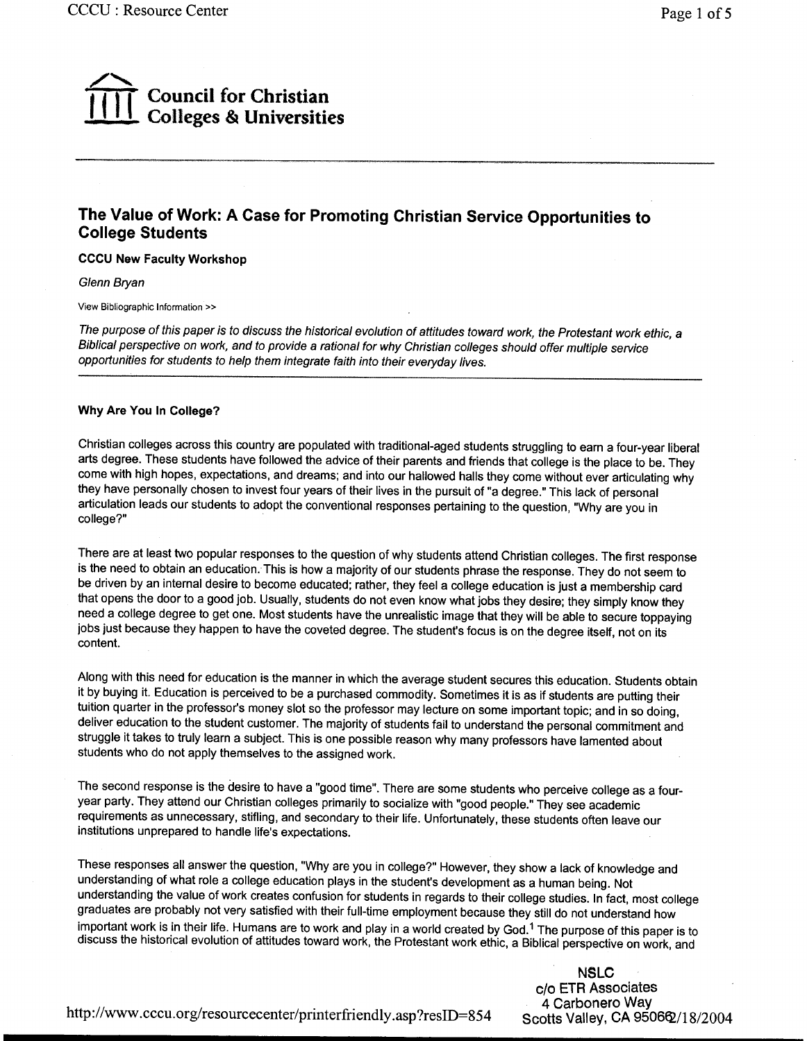**Council for Christian Colleges & Universities**

## The Value of Work: A Case for Promoting Christian Service Opportunities to College Students

**CCCU New Faculty Workshop**

*Glenn Bryan*

View Bibliographic Information >>

*The purpose of this paper is to discuss the historical evolution of attitudes toward work, the Protestant work ethic, a Biblical perspective on work, and to provide a rational for why Christian colleges should offer multiple service opportunities for students to help them integrate faith into their everyday lives.*

### Why Are You In College?

Christian colleges across this country are populated with traditional-aged students struggling to earn a four-year liberal arts degree. These students have followed the advice of their parents and friends that college is the place to be. They come with high hopes, expectations, and dreams; and into our hallowed halls they come without ever articulating why they have personally chosen to invest four years of their lives in the pursuit of "a degree." This lack of personal articulation leads our students to adopt the conventional responses pertaining to the question, "Why are you in college?"

There are at least two popular responses to the question of why students attend Christian colleges. The first response is the need to obtain an education. This is how a majority of our students phrase the response. They do not seem to be driven by an internal desire to become educated; rather, they feel a college education is just a membership card that opens the door to a good job. Usually, students do not even know what jobs they desire; they simply know they need a college degree to get one. Most students have the unrealistic image that they will be able to secure toppaying jobs just because they happen to have the coveted degree. The student's focus is on the degree itself, not on its content.

Along with this need for education is the manner in which the average student secures this education. Students obtain it by buying it. Education is perceived to be a purchased commodity. Sometimes it is as if students are putting their tuition quarter in the professor's money slot so the professor may lecture on some important topic; and in so doing, deliver education to the student customer. The majority of students fail to understand the personal commitment and struggle it takes to truly learn a subject. This is one possible reason why many professors have lamented about students who do not apply themselves to the assigned work.

The second response is the desire to have a "good time". There are some students who perceive college as a four-year party. They attend our Christian colleges primarily to socialize with "good people." They see academic requirements as unnecessary, stifling, and secondary to their life. Unfortunately, these students often leave our institutions unprepared to handle life's expectations.

These responses all answer the question, "Why are you in college?" However, they show a lack of knowledge and understanding of what role a college education plays in the student's development as a human being. Not understanding the value of work creates confusion for students in regards to their college studies. In fact, most college graduates are probably not very satisfied with their full-time employment because they still do not understand how important work is in their life. Humans are to work and play in a world created by God.[1] The purpose of this paper is to discuss the historical evolution of attitudes toward work, the Protestant work ethic, a Biblical perspective on work, and

NSLC
c/o ETR Associates
4 Carbonero Way
Scotts Valley, CA 95066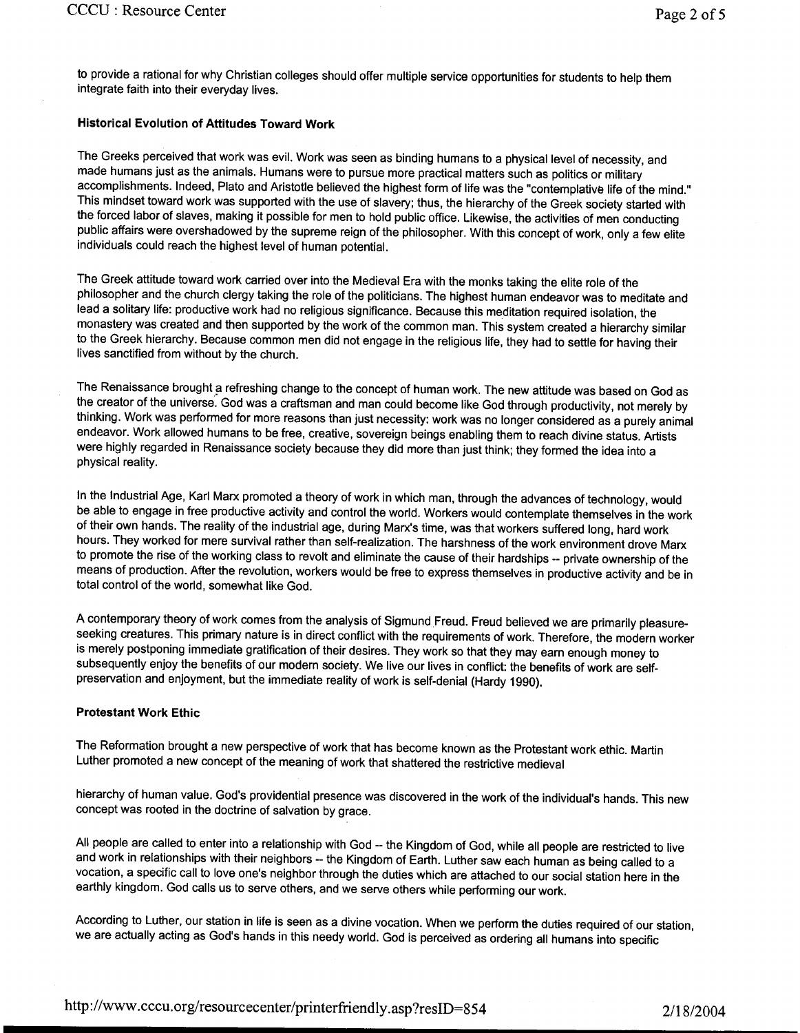to provide a rational for why Christian colleges should offer multiple service opportunities for students to help them integrate faith into their everyday lives.

**Historical Evolution of Attitudes Toward Work**

The Greeks perceived that work was evil. Work was seen as binding humans to a physical level of necessity, and made humans just as the animals. Humans were to pursue more practical matters such as politics or military accomplishments. Indeed, Plato and Aristotle believed the highest form of life was the "contemplative life of the mind." This mindset toward work was supported with the use of slavery; thus, the hierarchy of the Greek society started with the forced labor of slaves, making it possible for men to hold public office. Likewise, the activities of men conducting public affairs were overshadowed by the supreme reign of the philosopher. With this concept of work, only a few elite individuals could reach the highest level of human potential.

The Greek attitude toward work carried over into the Medieval Era with the monks taking the elite role of the philosopher and the church clergy taking the role of the politicians. The highest human endeavor was to meditate and lead a solitary life: productive work had no religious significance. Because this meditation required isolation, the monastery was created and then supported by the work of the common man. This system created a hierarchy similar to the Greek hierarchy. Because common men did not engage in the religious life, they had to settle for having their lives sanctified from without by the church.

The Renaissance brought a refreshing change to the concept of human work. The new attitude was based on God as the creator of the universe. God was a craftsman and man could become like God through productivity, not merely by thinking. Work was performed for more reasons than just necessity: work was no longer considered as a purely animal endeavor. Work allowed humans to be free, creative, sovereign beings enabling them to reach divine status. Artists were highly regarded in Renaissance society because they did more than just think; they formed the idea into a physical reality.

In the Industrial Age, Karl Marx promoted a theory of work in which man, through the advances of technology, would be able to engage in free productive activity and control the world. Workers would contemplate themselves in the work of their own hands. The reality of the industrial age, during Marx's time, was that workers suffered long, hard work hours. They worked for mere survival rather than self-realization. The harshness of the work environment drove Marx to promote the rise of the working class to revolt and eliminate the cause of their hardships -- private ownership of the means of production. After the revolution, workers would be free to express themselves in productive activity and be in total control of the world, somewhat like God.

A contemporary theory of work comes from the analysis of Sigmund Freud. Freud believed we are primarily pleasure-seeking creatures. This primary nature is in direct conflict with the requirements of work. Therefore, the modern worker is merely postponing immediate gratification of their desires. They work so that they may earn enough money to subsequently enjoy the benefits of our modern society. We live our lives in conflict: the benefits of work are self-preservation and enjoyment, but the immediate reality of work is self-denial (Hardy 1990).

**Protestant Work Ethic**

The Reformation brought a new perspective of work that has become known as the Protestant work ethic. Martin Luther promoted a new concept of the meaning of work that shattered the restrictive medieval hierarchy of human value. God's providential presence was discovered in the work of the individual's hands. This new concept was rooted in the doctrine of salvation by grace.

All people are called to enter into a relationship with God -- the Kingdom of God, while all people are restricted to live and work in relationships with their neighbors -- the Kingdom of Earth. Luther saw each human as being called to a vocation, a specific call to love one's neighbor through the duties which are attached to our social station here in the earthly kingdom. God calls us to serve others, and we serve others while performing our work.

According to Luther, our station in life is seen as a divine vocation. When we perform the duties required of our station, we are actually acting as God's hands in this needy world. God is perceived as ordering all humans into specific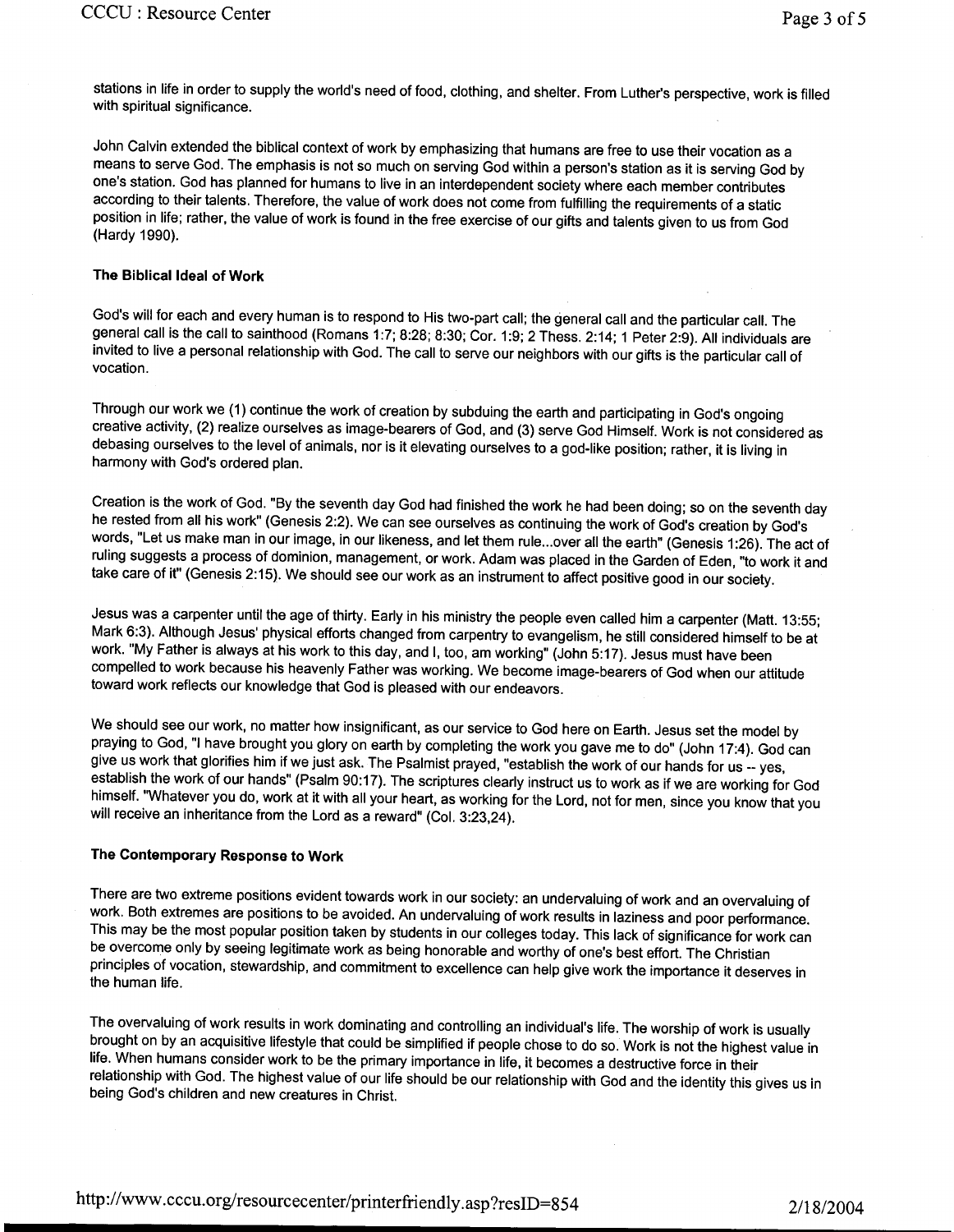stations in life in order to supply the world's need of food, clothing, and shelter. From Luther's perspective, work is filled with spiritual significance.

John Calvin extended the biblical context of work by emphasizing that humans are free to use their vocation as a means to serve God. The emphasis is not so much on serving God within a person's station as it is serving God by one's station. God has planned for humans to live in an interdependent society where each member contributes according to their talents. Therefore, the value of work does not come from fulfilling the requirements of a static position in life; rather, the value of work is found in the free exercise of our gifts and talents given to us from God (Hardy 1990).

**The Biblical Ideal of Work**

God's will for each and every human is to respond to His two-part call; the general call and the particular call. The general call is the call to sainthood (Romans 1:7; 8:28; 8:30; Cor. 1:9; 2 Thess. 2:14; 1 Peter 2:9). All individuals are invited to live a personal relationship with God. The call to serve our neighbors with our gifts is the particular call of vocation.

Through our work we (1) continue the work of creation by subduing the earth and participating in God's ongoing creative activity, (2) realize ourselves as image-bearers of God, and (3) serve God Himself. Work is not considered as debasing ourselves to the level of animals, nor is it elevating ourselves to a god-like position; rather, it is living in harmony with God's ordered plan.

Creation is the work of God. "By the seventh day God had finished the work he had been doing; so on the seventh day he rested from all his work" (Genesis 2:2). We can see ourselves as continuing the work of God's creation by God's words, "Let us make man in our image, in our likeness, and let them rule...over all the earth" (Genesis 1:26). The act of ruling suggests a process of dominion, management, or work. Adam was placed in the Garden of Eden, "to work it and take care of it" (Genesis 2:15). We should see our work as an instrument to affect positive good in our society.

Jesus was a carpenter until the age of thirty. Early in his ministry the people even called him a carpenter (Matt. 13:55; Mark 6:3). Although Jesus' physical efforts changed from carpentry to evangelism, he still considered himself to be at work. "My Father is always at his work to this day, and I, too, am working" (John 5:17). Jesus must have been compelled to work because his heavenly Father was working. We become image-bearers of God when our attitude toward work reflects our knowledge that God is pleased with our endeavors.

We should see our work, no matter how insignificant, as our service to God here on Earth. Jesus set the model by praying to God, "I have brought you glory on earth by completing the work you gave me to do" (John 17:4). God can give us work that glorifies him if we just ask. The Psalmist prayed, "establish the work of our hands for us -- yes, establish the work of our hands" (Psalm 90:17). The scriptures clearly instruct us to work as if we are working for God himself. "Whatever you do, work at it with all your heart, as working for the Lord, not for men, since you know that you will receive an inheritance from the Lord as a reward" (Col. 3:23,24).

**The Contemporary Response to Work**

There are two extreme positions evident towards work in our society: an undervaluing of work and an overvaluing of work. Both extremes are positions to be avoided. An undervaluing of work results in laziness and poor performance. This may be the most popular position taken by students in our colleges today. This lack of significance for work can be overcome only by seeing legitimate work as being honorable and worthy of one's best effort. The Christian principles of vocation, stewardship, and commitment to excellence can help give work the importance it deserves in the human life.

The overvaluing of work results in work dominating and controlling an individual's life. The worship of work is usually brought on by an acquisitive lifestyle that could be simplified if people chose to do so. Work is not the highest value in life. When humans consider work to be the primary importance in life, it becomes a destructive force in their relationship with God. The highest value of our life should be our relationship with God and the identity this gives us in being God's children and new creatures in Christ.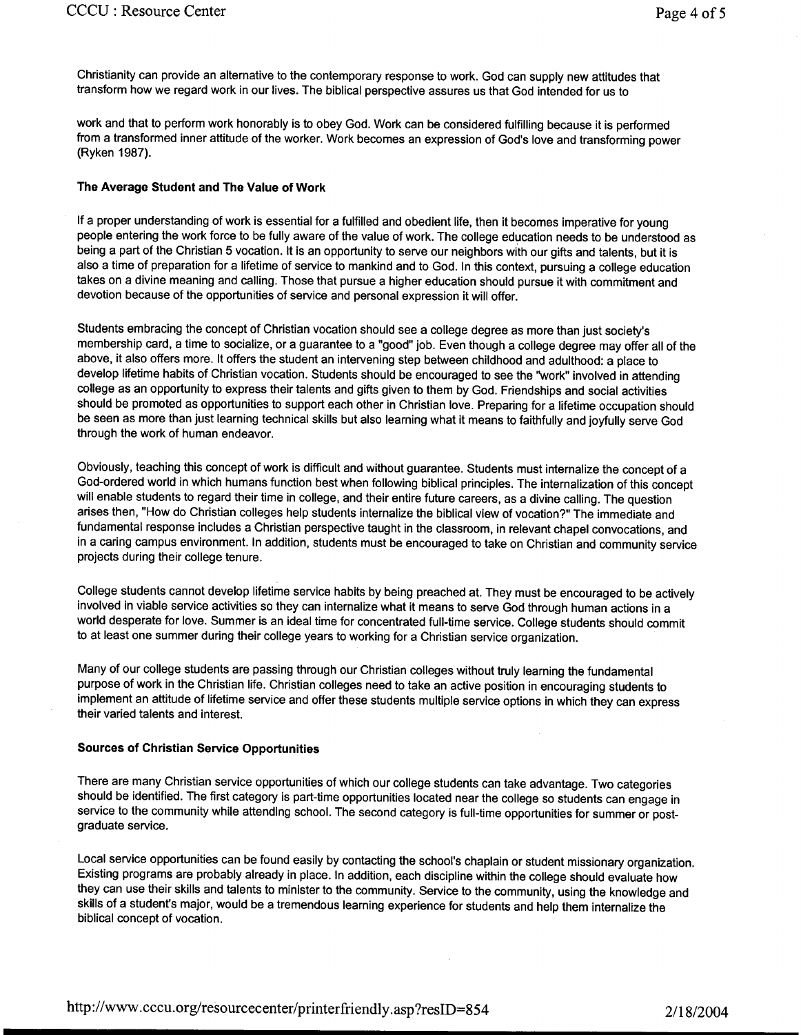Christianity can provide an alternative to the contemporary response to work. God can supply new attitudes that transform how we regard work in our lives. The biblical perspective assures us that God intended for us to

work and that to perform work honorably is to obey God. Work can be considered fulfilling because it is performed from a transformed inner attitude of the worker. Work becomes an expression of God's love and transforming power (Ryken 1987).

**The Average Student and The Value of Work**

If a proper understanding of work is essential for a fulfilled and obedient life, then it becomes imperative for young people entering the work force to be fully aware of the value of work. The college education needs to be understood as being a part of the Christian 5 vocation. It is an opportunity to serve our neighbors with our gifts and talents, but it is also a time of preparation for a lifetime of service to mankind and to God. In this context, pursuing a college education takes on a divine meaning and calling. Those that pursue a higher education should pursue it with commitment and devotion because of the opportunities of service and personal expression it will offer.

Students embracing the concept of Christian vocation should see a college degree as more than just society's membership card, a time to socialize, or a guarantee to a "good" job. Even though a college degree may offer all of the above, it also offers more. It offers the student an intervening step between childhood and adulthood: a place to develop lifetime habits of Christian vocation. Students should be encouraged to see the "work" involved in attending college as an opportunity to express their talents and gifts given to them by God. Friendships and social activities should be promoted as opportunities to support each other in Christian love. Preparing for a lifetime occupation should be seen as more than just learning technical skills but also learning what it means to faithfully and joyfully serve God through the work of human endeavor.

Obviously, teaching this concept of work is difficult and without guarantee. Students must internalize the concept of a God-ordered world in which humans function best when following biblical principles. The internalization of this concept will enable students to regard their time in college, and their entire future careers, as a divine calling. The question arises then, "How do Christian colleges help students internalize the biblical view of vocation?" The immediate and fundamental response includes a Christian perspective taught in the classroom, in relevant chapel convocations, and in a caring campus environment. In addition, students must be encouraged to take on Christian and community service projects during their college tenure.

College students cannot develop lifetime service habits by being preached at. They must be encouraged to be actively involved in viable service activities so they can internalize what it means to serve God through human actions in a world desperate for love. Summer is an ideal time for concentrated full-time service. College students should commit to at least one summer during their college years to working for a Christian service organization.

Many of our college students are passing through our Christian colleges without truly learning the fundamental purpose of work in the Christian life. Christian colleges need to take an active position in encouraging students to implement an attitude of lifetime service and offer these students multiple service options in which they can express their varied talents and interest.

**Sources of Christian Service Opportunities**

There are many Christian service opportunities of which our college students can take advantage. Two categories should be identified. The first category is part-time opportunities located near the college so students can engage in service to the community while attending school. The second category is full-time opportunities for summer or post-graduate service.

Local service opportunities can be found easily by contacting the school's chaplain or student missionary organization. Existing programs are probably already in place. In addition, each discipline within the college should evaluate how they can use their skills and talents to minister to the community. Service to the community, using the knowledge and skills of a student's major, would be a tremendous learning experience for students and help them internalize the biblical concept of vocation.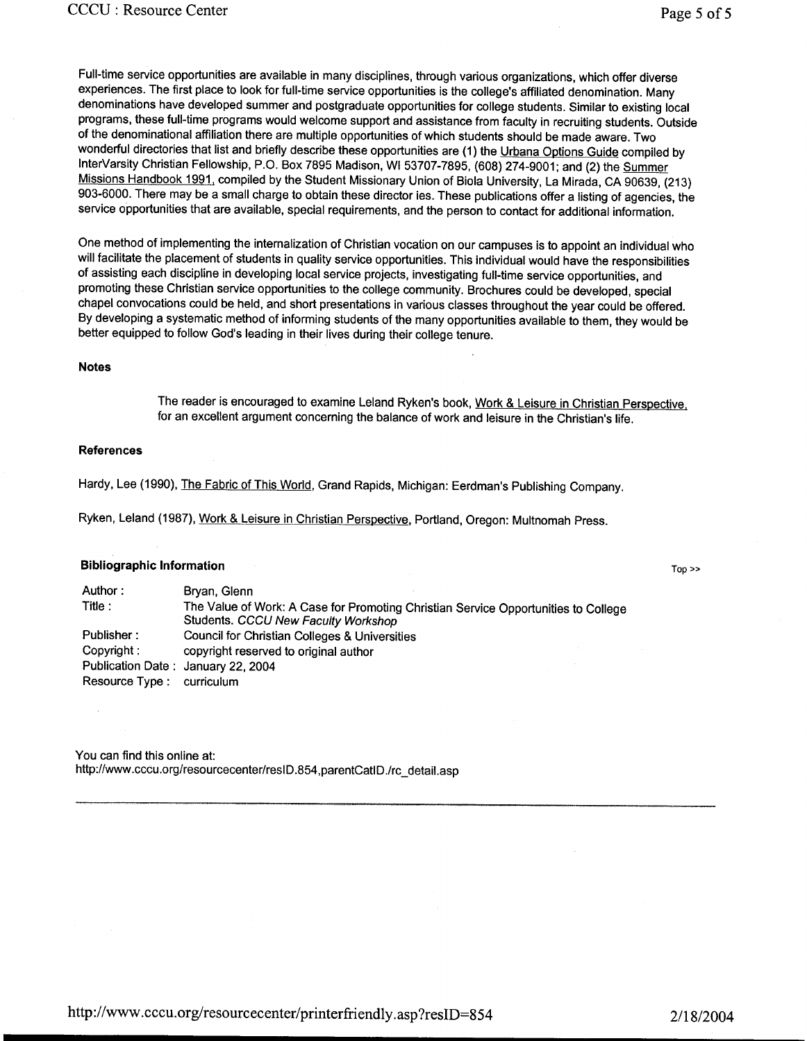Full-time service opportunities are available in many disciplines, through various organizations, which offer diverse experiences. The first place to look for full-time service opportunities is the college's affiliated denomination. Many denominations have developed summer and postgraduate opportunities for college students. Similar to existing local programs, these full-time programs would welcome support and assistance from faculty in recruiting students. Outside of the denominational affiliation there are multiple opportunities of which students should be made aware. Two wonderful directories that list and briefly describe these opportunities are (1) the Urbana Options Guide compiled by InterVarsity Christian Fellowship, P.O. Box 7895 Madison, WI 53707-7895, (608) 274-9001; and (2) the Summer Missions Handbook 1991, compiled by the Student Missionary Union of Biola University, La Mirada, CA 90639, (213) 903-6000. There may be a small charge to obtain these director ies. These publications offer a listing of agencies, the service opportunities that are available, special requirements, and the person to contact for additional information.

One method of implementing the internalization of Christian vocation on our campuses is to appoint an individual who will facilitate the placement of students in quality service opportunities. This individual would have the responsibilities of assisting each discipline in developing local service projects, investigating full-time service opportunities, and promoting these Christian service opportunities to the college community. Brochures could be developed, special chapel convocations could be held, and short presentations in various classes throughout the year could be offered. By developing a systematic method of informing students of the many opportunities available to them, they would be better equipped to follow God's leading in their lives during their college tenure.

**Notes**

The reader is encouraged to examine Leland Ryken's book, Work & Leisure in Christian Perspective, for an excellent argument concerning the balance of work and leisure in the Christian's life.

**References**

Hardy, Lee (1990), The Fabric of This World, Grand Rapids, Michigan: Eerdman's Publishing Company.

Ryken, Leland (1987), Work & Leisure in Christian Perspective, Portland, Oregon: Multnomah Press.

**Bibliographic Information**

Top >>

| | |
|---|---|
| Author : | Bryan, Glenn |
| Title : | The Value of Work: A Case for Promoting Christian Service Opportunities to College Students. *CCCU New Faculty Workshop* |
| Publisher : | Council for Christian Colleges & Universities |
| Copyright : | copyright reserved to original author |
| Publication Date : | January 22, 2004 |
| Resource Type : | curriculum |

You can find this online at:
http://www.cccu.org/resourcecenter/resID.854,parentCatID./rc_detail.asp